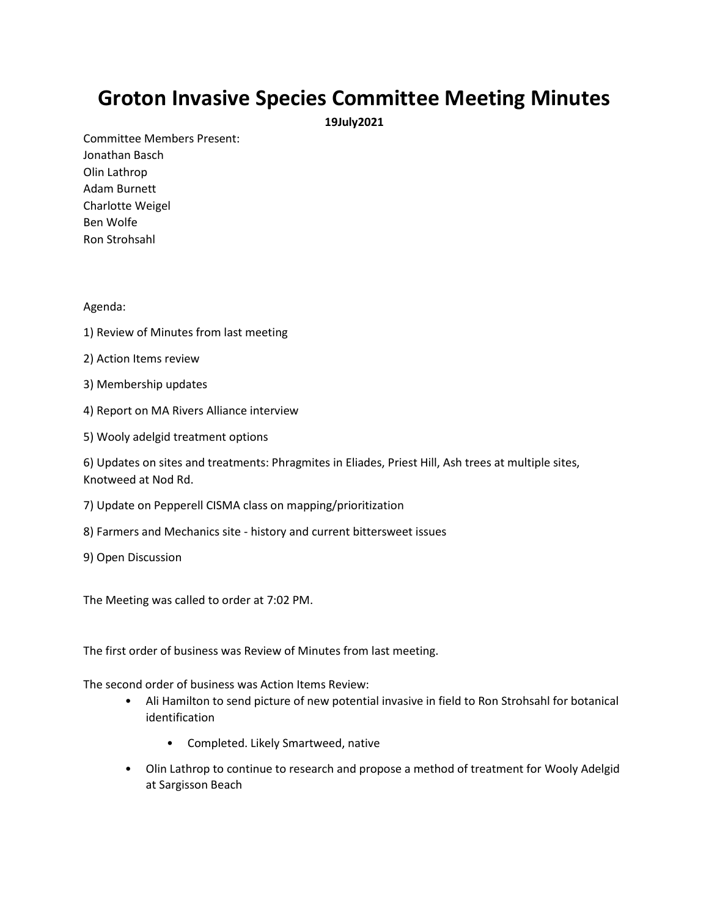# Groton Invasive Species Committee Meeting Minutes

**19July2021**

Committee Members Present:
Jonathan Basch
Olin Lathrop
Adam Burnett
Charlotte Weigel
Ben Wolfe
Ron Strohsahl

Agenda:

1) Review of Minutes from last meeting

2) Action Items review

3) Membership updates

4) Report on MA Rivers Alliance interview

5) Wooly adelgid treatment options

6) Updates on sites and treatments: Phragmites in Eliades, Priest Hill, Ash trees at multiple sites, Knotweed at Nod Rd.

7) Update on Pepperell CISMA class on mapping/prioritization

8) Farmers and Mechanics site - history and current bittersweet issues

9) Open Discussion

The Meeting was called to order at 7:02 PM.

The first order of business was Review of Minutes from last meeting.

The second order of business was Action Items Review:

- Ali Hamilton to send picture of new potential invasive in field to Ron Strohsahl for botanical identification
    - Completed. Likely Smartweed, native
- Olin Lathrop to continue to research and propose a method of treatment for Wooly Adelgid at Sargisson Beach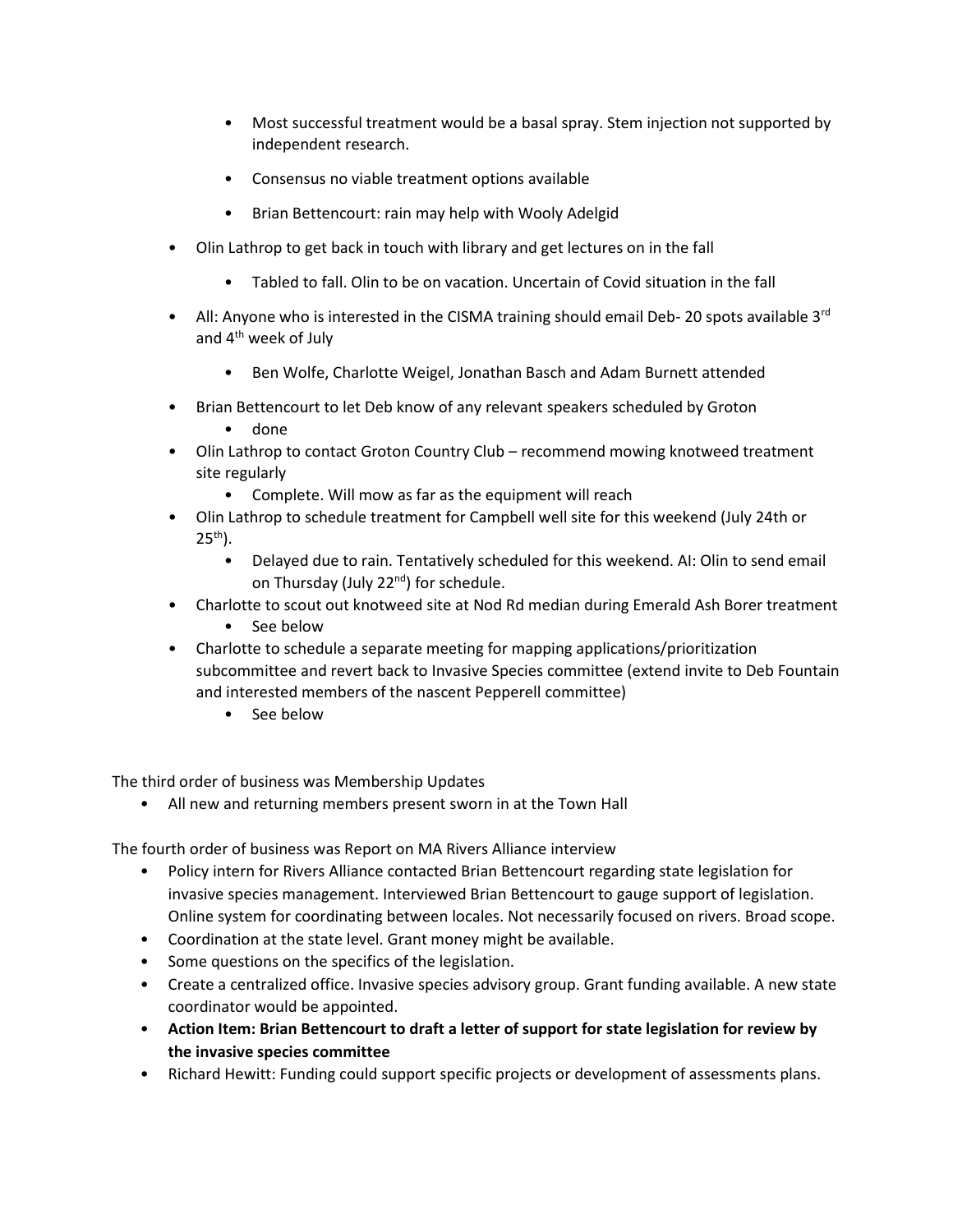- Most successful treatment would be a basal spray. Stem injection not supported by independent research.
- Consensus no viable treatment options available
- Brian Bettencourt: rain may help with Wooly Adelgid

- Olin Lathrop to get back in touch with library and get lectures on in the fall
  - Tabled to fall. Olin to be on vacation. Uncertain of Covid situation in the fall
- All: Anyone who is interested in the CISMA training should email Deb- 20 spots available 3rd and 4th week of July
  - Ben Wolfe, Charlotte Weigel, Jonathan Basch and Adam Burnett attended
- Brian Bettencourt to let Deb know of any relevant speakers scheduled by Groton
  - done
- Olin Lathrop to contact Groton Country Club – recommend mowing knotweed treatment site regularly
  - Complete. Will mow as far as the equipment will reach
- Olin Lathrop to schedule treatment for Campbell well site for this weekend (July 24th or 25th).
  - Delayed due to rain. Tentatively scheduled for this weekend. AI: Olin to send email on Thursday (July 22nd) for schedule.
- Charlotte to scout out knotweed site at Nod Rd median during Emerald Ash Borer treatment
  - See below
- Charlotte to schedule a separate meeting for mapping applications/prioritization subcommittee and revert back to Invasive Species committee (extend invite to Deb Fountain and interested members of the nascent Pepperell committee)
  - See below

The third order of business was Membership Updates

- All new and returning members present sworn in at the Town Hall

The fourth order of business was Report on MA Rivers Alliance interview

- Policy intern for Rivers Alliance contacted Brian Bettencourt regarding state legislation for invasive species management. Interviewed Brian Bettencourt to gauge support of legislation. Online system for coordinating between locales. Not necessarily focused on rivers. Broad scope.
- Coordination at the state level. Grant money might be available.
- Some questions on the specifics of the legislation.
- Create a centralized office. Invasive species advisory group. Grant funding available. A new state coordinator would be appointed.
- **Action Item: Brian Bettencourt to draft a letter of support for state legislation for review by the invasive species committee**
- Richard Hewitt: Funding could support specific projects or development of assessments plans.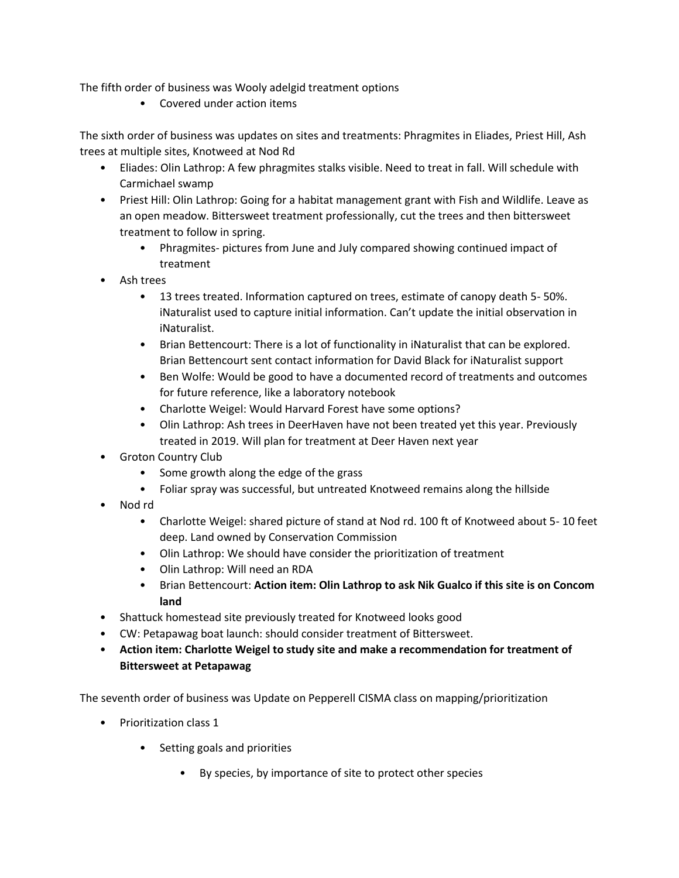The fifth order of business was Wooly adelgid treatment options

- Covered under action items

The sixth order of business was updates on sites and treatments: Phragmites in Eliades, Priest Hill, Ash trees at multiple sites, Knotweed at Nod Rd

- Eliades: Olin Lathrop: A few phragmites stalks visible. Need to treat in fall. Will schedule with Carmichael swamp
- Priest Hill: Olin Lathrop: Going for a habitat management grant with Fish and Wildlife. Leave as an open meadow. Bittersweet treatment professionally, cut the trees and then bittersweet treatment to follow in spring.
    - Phragmites- pictures from June and July compared showing continued impact of treatment
- Ash trees
    - 13 trees treated. Information captured on trees, estimate of canopy death 5- 50%. iNaturalist used to capture initial information. Can't update the initial observation in iNaturalist.
    - Brian Bettencourt: There is a lot of functionality in iNaturalist that can be explored. Brian Bettencourt sent contact information for David Black for iNaturalist support
    - Ben Wolfe: Would be good to have a documented record of treatments and outcomes for future reference, like a laboratory notebook
    - Charlotte Weigel: Would Harvard Forest have some options?
    - Olin Lathrop: Ash trees in DeerHaven have not been treated yet this year. Previously treated in 2019. Will plan for treatment at Deer Haven next year
- Groton Country Club
    - Some growth along the edge of the grass
    - Foliar spray was successful, but untreated Knotweed remains along the hillside
- Nod rd
    - Charlotte Weigel: shared picture of stand at Nod rd. 100 ft of Knotweed about 5- 10 feet deep. Land owned by Conservation Commission
    - Olin Lathrop: We should have consider the prioritization of treatment
    - Olin Lathrop: Will need an RDA
    - Brian Bettencourt: **Action item: Olin Lathrop to ask Nik Gualco if this site is on Concom land**
- Shattuck homestead site previously treated for Knotweed looks good
- CW: Petapawag boat launch: should consider treatment of Bittersweet.
- **Action item: Charlotte Weigel to study site and make a recommendation for treatment of Bittersweet at Petapawag**

The seventh order of business was Update on Pepperell CISMA class on mapping/prioritization

- Prioritization class 1
    - Setting goals and priorities
        - By species, by importance of site to protect other species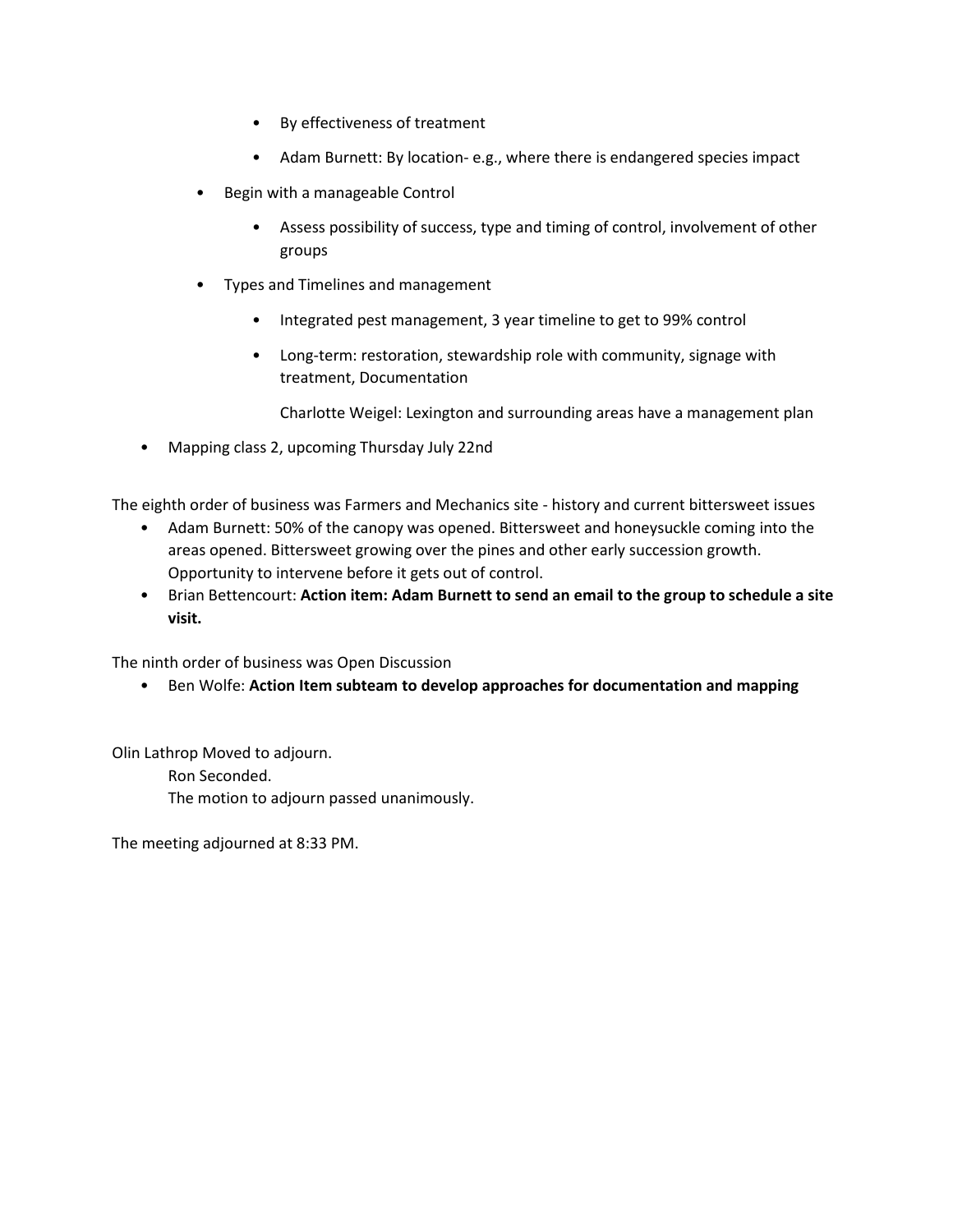- By effectiveness of treatment
        - Adam Burnett: By location- e.g., where there is endangered species impact
    - Begin with a manageable Control
        - Assess possibility of success, type and timing of control, involvement of other groups
    - Types and Timelines and management
        - Integrated pest management, 3 year timeline to get to 99% control
        - Long-term: restoration, stewardship role with community, signage with treatment, Documentation

          Charlotte Weigel: Lexington and surrounding areas have a management plan
- Mapping class 2, upcoming Thursday July 22nd

The eighth order of business was Farmers and Mechanics site - history and current bittersweet issues

- Adam Burnett: 50% of the canopy was opened. Bittersweet and honeysuckle coming into the areas opened. Bittersweet growing over the pines and other early succession growth. Opportunity to intervene before it gets out of control.
- Brian Bettencourt: **Action item: Adam Burnett to send an email to the group to schedule a site visit.**

The ninth order of business was Open Discussion

- Ben Wolfe: **Action Item subteam to develop approaches for documentation and mapping**

Olin Lathrop Moved to adjourn.

Ron Seconded.

The motion to adjourn passed unanimously.

The meeting adjourned at 8:33 PM.